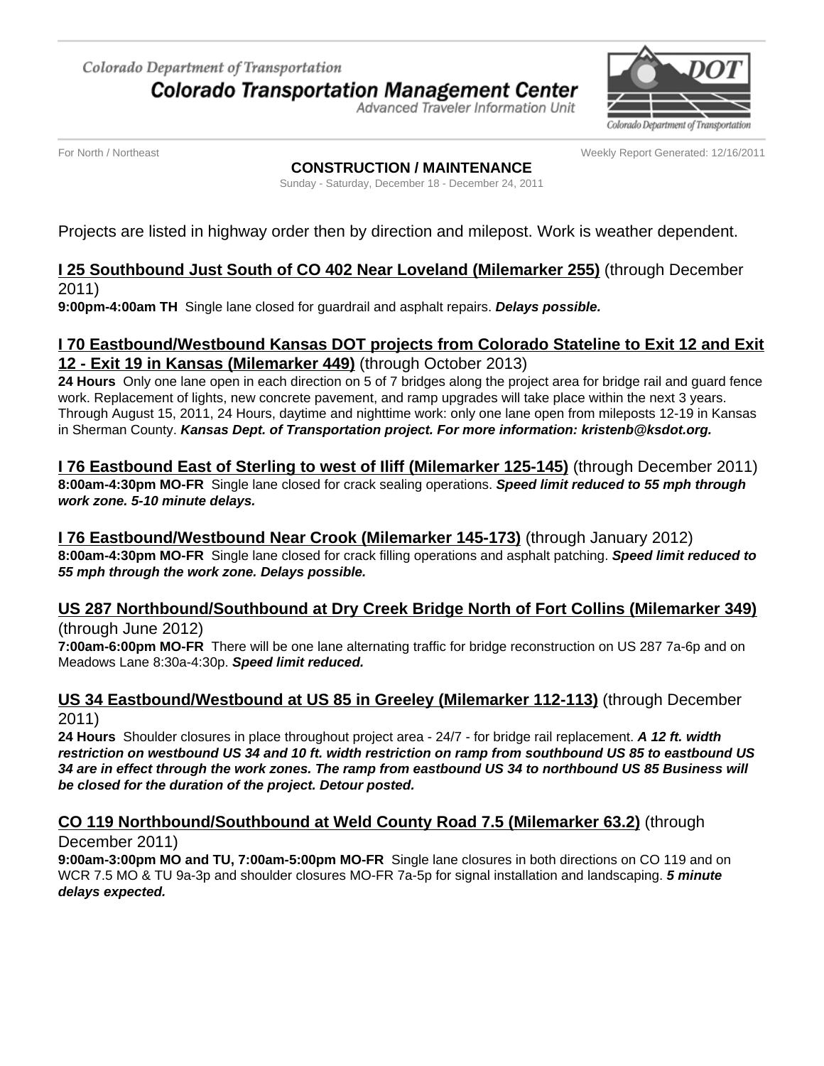Colorado Department of Transportation

# Colorado Transportation Management Center

Advanced Traveler Information Unit

For North / Northeast

Weekly Report Generated: 12/16/2011

## CONSTRUCTION / MAINTENANCE

Sunday - Saturday, December 18 - December 24, 2011

Projects are listed in highway order then by direction and milepost. Work is weather dependent.

### I 25 Southbound Just South of CO 402 Near Loveland (Milemarker 255) (through December 2011)

**9:00pm-4:00am TH** Single lane closed for guardrail and asphalt repairs. ***Delays possible.***

### I 70 Eastbound/Westbound Kansas DOT projects from Colorado Stateline to Exit 12 and Exit 12 - Exit 19 in Kansas (Milemarker 449) (through October 2013)

**24 Hours** Only one lane open in each direction on 5 of 7 bridges along the project area for bridge rail and guard fence work. Replacement of lights, new concrete pavement, and ramp upgrades will take place within the next 3 years. Through August 15, 2011, 24 Hours, daytime and nighttime work: only one lane open from mileposts 12-19 in Kansas in Sherman County. ***Kansas Dept. of Transportation project. For more information: kristenb@ksdot.org.***

### I 76 Eastbound East of Sterling to west of Iliff (Milemarker 125-145) (through December 2011)

**8:00am-4:30pm MO-FR** Single lane closed for crack sealing operations. ***Speed limit reduced to 55 mph through work zone. 5-10 minute delays.***

### I 76 Eastbound/Westbound Near Crook (Milemarker 145-173) (through January 2012)

**8:00am-4:30pm MO-FR** Single lane closed for crack filling operations and asphalt patching. ***Speed limit reduced to 55 mph through the work zone. Delays possible.***

### US 287 Northbound/Southbound at Dry Creek Bridge North of Fort Collins (Milemarker 349) (through June 2012)

**7:00am-6:00pm MO-FR** There will be one lane alternating traffic for bridge reconstruction on US 287 7a-6p and on Meadows Lane 8:30a-4:30p. ***Speed limit reduced.***

### US 34 Eastbound/Westbound at US 85 in Greeley (Milemarker 112-113) (through December 2011)

**24 Hours** Shoulder closures in place throughout project area - 24/7 - for bridge rail replacement. ***A 12 ft. width restriction on westbound US 34 and 10 ft. width restriction on ramp from southbound US 85 to eastbound US 34 are in effect through the work zones. The ramp from eastbound US 34 to northbound US 85 Business will be closed for the duration of the project. Detour posted.***

### CO 119 Northbound/Southbound at Weld County Road 7.5 (Milemarker 63.2) (through December 2011)

**9:00am-3:00pm MO and TU, 7:00am-5:00pm MO-FR** Single lane closures in both directions on CO 119 and on WCR 7.5 MO & TU 9a-3p and shoulder closures MO-FR 7a-5p for signal installation and landscaping. ***5 minute delays expected.***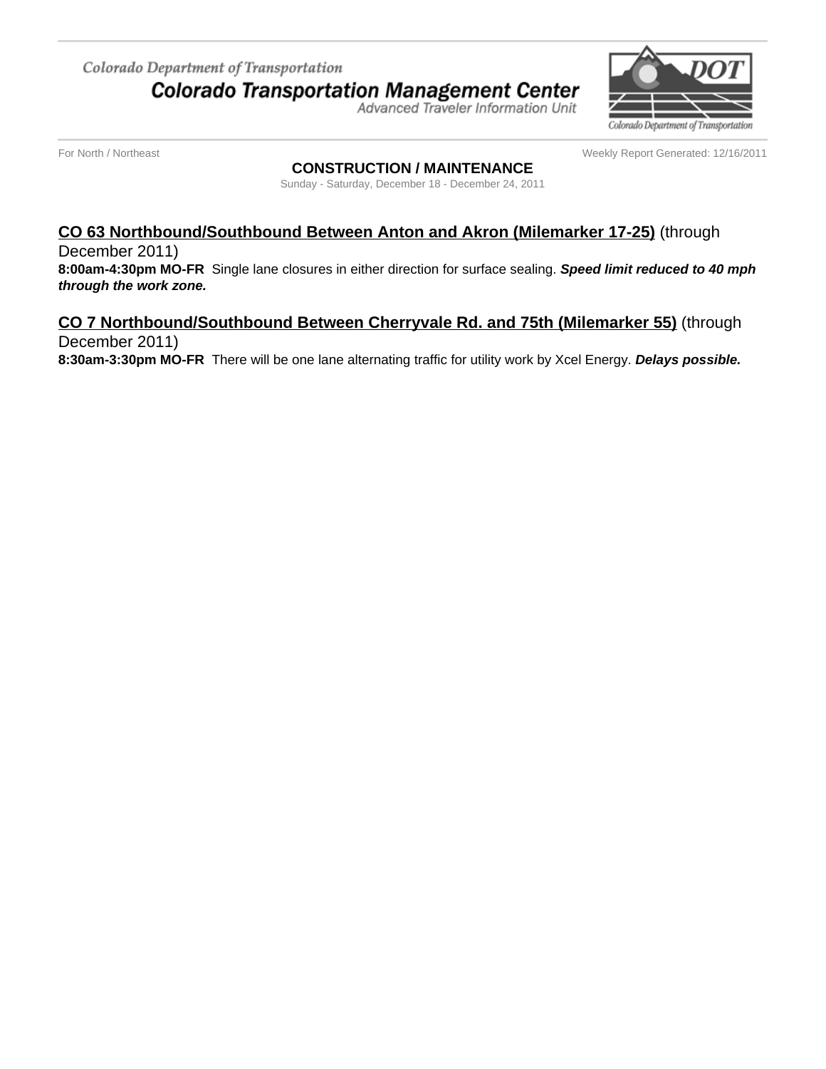Colorado Department of Transportation

# Colorado Transportation Management Center

Advanced Traveler Information Unit

For North / Northeast

Weekly Report Generated: 12/16/2011

## CONSTRUCTION / MAINTENANCE

Sunday - Saturday, December 18 - December 24, 2011

**CO 63 Northbound/Southbound Between Anton and Akron (Milemarker 17-25)** (through December 2011)

**8:00am-4:30pm MO-FR** Single lane closures in either direction for surface sealing. ***Speed limit reduced to 40 mph through the work zone.***

**CO 7 Northbound/Southbound Between Cherryvale Rd. and 75th (Milemarker 55)** (through December 2011)

**8:30am-3:30pm MO-FR** There will be one lane alternating traffic for utility work by Xcel Energy. ***Delays possible.***